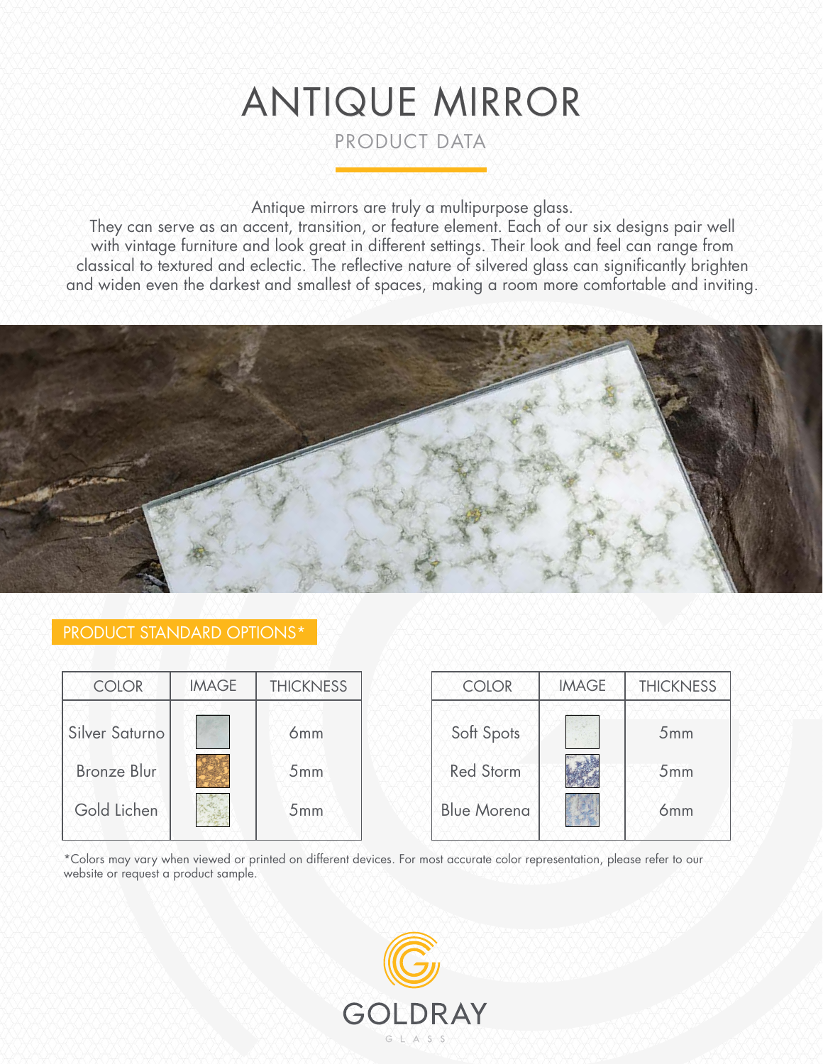# ANTIQUE MIRROR

## PRODUCT DATA

Antique mirrors are truly a multipurpose glass.
They can serve as an accent, transition, or feature element. Each of our six designs pair well with vintage furniture and look great in different settings. Their look and feel can range from classical to textured and eclectic. The reflective nature of silvered glass can significantly brighten and widen even the darkest and smallest of spaces, making a room more comfortable and inviting.

### PRODUCT STANDARD OPTIONS*

| COLOR | IMAGE | THICKNESS |
|---|---|---|
| Silver Saturno | | 6mm |
| Bronze Blur | | 5mm |
| Gold Lichen | | 5mm |

| COLOR | IMAGE | THICKNESS |
|---|---|---|
| Soft Spots | | 5mm |
| Red Storm | | 5mm |
| Blue Morena | | 6mm |

*Colors may vary when viewed or printed on different devices. For most accurate color representation, please refer to our website or request a product sample.

GOLDRAY GLASS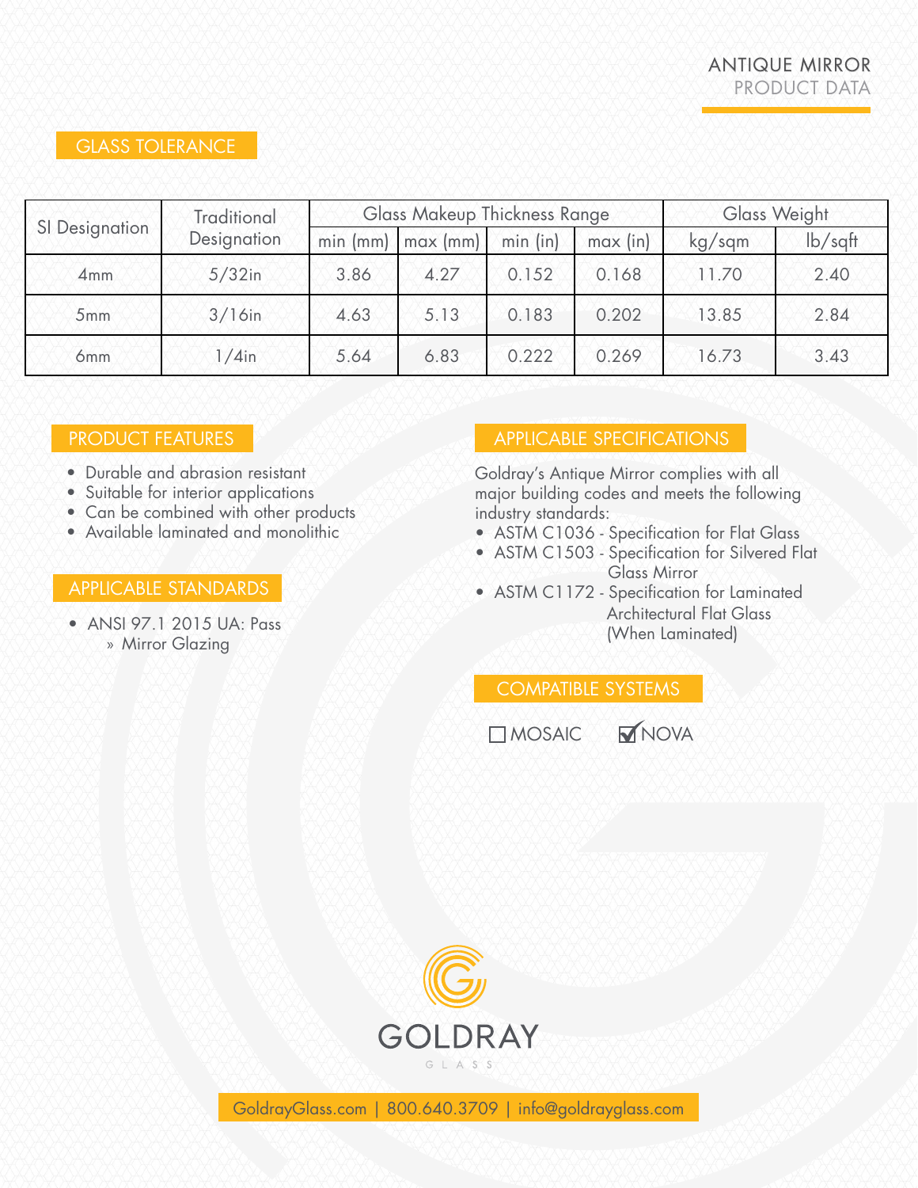# ANTIQUE MIRROR
PRODUCT DATA

## GLASS TOLERANCE

| SI Designation | Traditional Designation | Glass Makeup Thickness Range | | | | Glass Weight | |
|---|---|---|---|---|---|---|---|
| | | min (mm) | max (mm) | min (in) | max (in) | kg/sqm | lb/sqft |
| 4mm | 5/32in | 3.86 | 4.27 | 0.152 | 0.168 | 11.70 | 2.40 |
| 5mm | 3/16in | 4.63 | 5.13 | 0.183 | 0.202 | 13.85 | 2.84 |
| 6mm | 1/4in | 5.64 | 6.83 | 0.222 | 0.269 | 16.73 | 3.43 |

## PRODUCT FEATURES

- Durable and abrasion resistant
- Suitable for interior applications
- Can be combined with other products
- Available laminated and monolithic

## APPLICABLE STANDARDS

- ANSI 97.1 2015 UA: Pass
  - » Mirror Glazing

## APPLICABLE SPECIFICATIONS

Goldray's Antique Mirror complies with all major building codes and meets the following industry standards:

- ASTM C1036 - Specification for Flat Glass
- ASTM C1503 - Specification for Silvered Flat Glass Mirror
- ASTM C1172 - Specification for Laminated Architectural Flat Glass (When Laminated)

## COMPATIBLE SYSTEMS

- [ ] MOSAIC
- [x] NOVA

GOLDRAY GLASS

GoldrayGlass.com | 800.640.3709 | info@goldrayglass.com